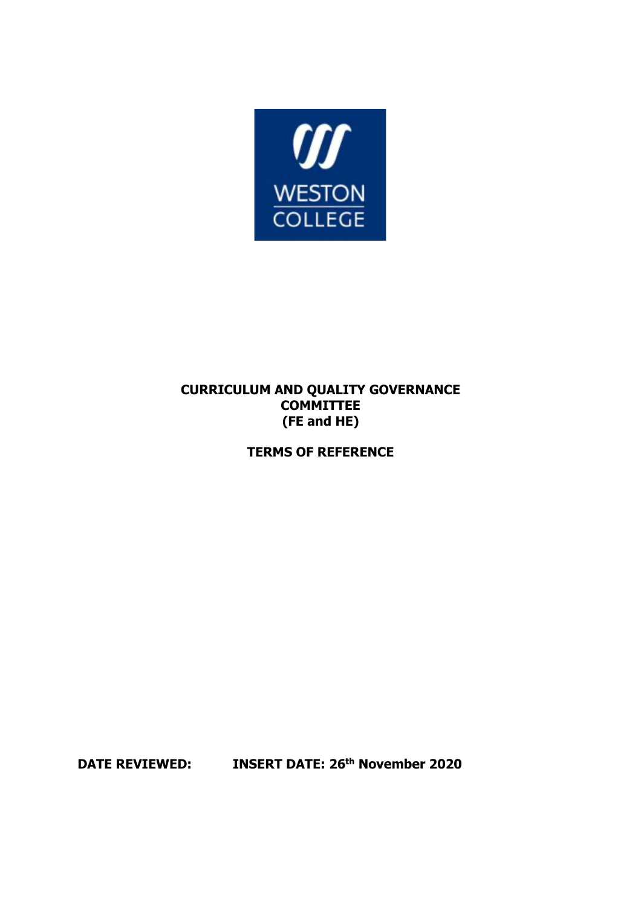WESTON COLLEGE

# CURRICULUM AND QUALITY GOVERNANCE COMMITTEE (FE and HE)

## TERMS OF REFERENCE

**DATE REVIEWED: INSERT DATE: 26th November 2020**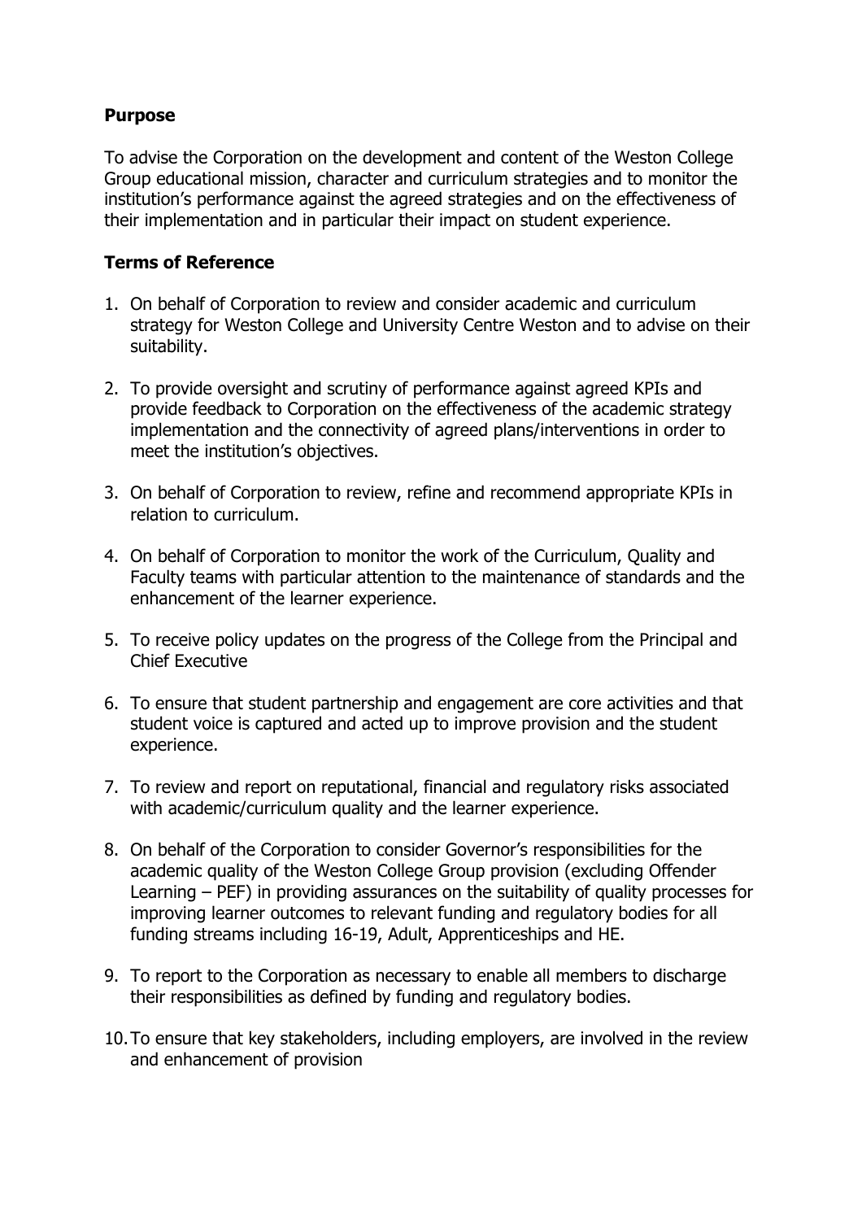**Purpose**

To advise the Corporation on the development and content of the Weston College Group educational mission, character and curriculum strategies and to monitor the institution's performance against the agreed strategies and on the effectiveness of their implementation and in particular their impact on student experience.

**Terms of Reference**

1. On behalf of Corporation to review and consider academic and curriculum strategy for Weston College and University Centre Weston and to advise on their suitability.

2. To provide oversight and scrutiny of performance against agreed KPIs and provide feedback to Corporation on the effectiveness of the academic strategy implementation and the connectivity of agreed plans/interventions in order to meet the institution's objectives.

3. On behalf of Corporation to review, refine and recommend appropriate KPIs in relation to curriculum.

4. On behalf of Corporation to monitor the work of the Curriculum, Quality and Faculty teams with particular attention to the maintenance of standards and the enhancement of the learner experience.

5. To receive policy updates on the progress of the College from the Principal and Chief Executive

6. To ensure that student partnership and engagement are core activities and that student voice is captured and acted up to improve provision and the student experience.

7. To review and report on reputational, financial and regulatory risks associated with academic/curriculum quality and the learner experience.

8. On behalf of the Corporation to consider Governor's responsibilities for the academic quality of the Weston College Group provision (excluding Offender Learning – PEF) in providing assurances on the suitability of quality processes for improving learner outcomes to relevant funding and regulatory bodies for all funding streams including 16-19, Adult, Apprenticeships and HE.

9. To report to the Corporation as necessary to enable all members to discharge their responsibilities as defined by funding and regulatory bodies.

10. To ensure that key stakeholders, including employers, are involved in the review and enhancement of provision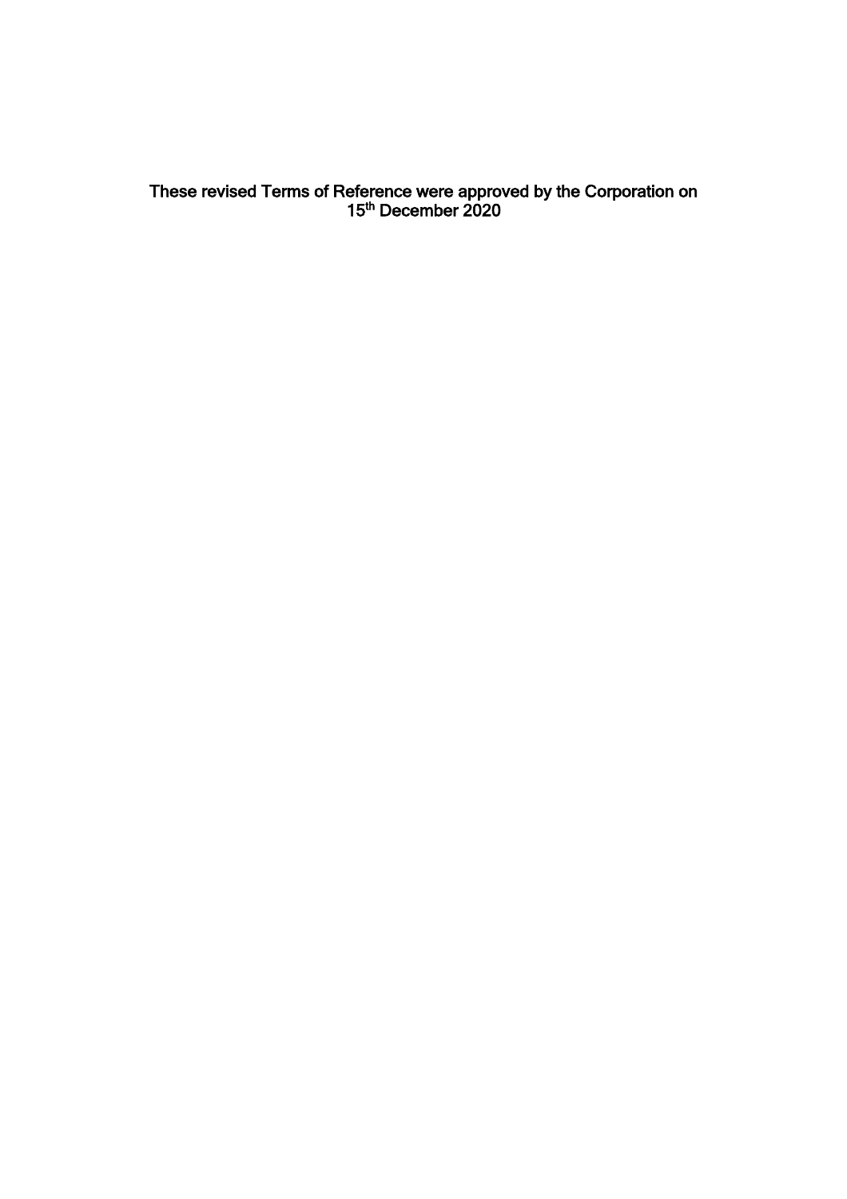These revised Terms of Reference were approved by the Corporation on 15th December 2020